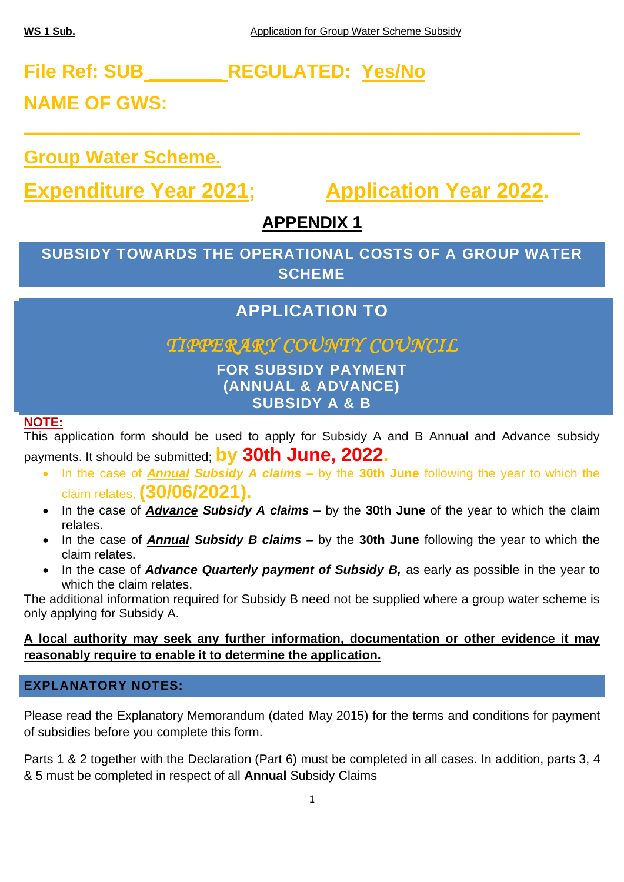**File Ref: SUB_______ REGULATED: Yes/No**

**NAME OF GWS:**

______________________________________________

**Group Water Scheme.**

**Expenditure Year 2021;** **Application Year 2022.**

## APPENDIX 1

## SUBSIDY TOWARDS THE OPERATIONAL COSTS OF A GROUP WATER SCHEME

## APPLICATION TO

## *TIPPERARY COUNTY COUNCIL*

**FOR SUBSIDY PAYMENT**
**(ANNUAL & ADVANCE)**
**SUBSIDY A & B**

**NOTE:**

This application form should be used to apply for Subsidy A and B Annual and Advance subsidy payments. It should be submitted; **by 30th June, 2022.**

- In the case of ***Annual Subsidy A claims –*** by the **30th June** following the year to which the claim relates, **(30/06/2021).**
- In the case of ***Advance Subsidy A claims –*** by the **30th June** of the year to which the claim relates.
- In the case of ***Annual Subsidy B claims –*** by the **30th June** following the year to which the claim relates.
- In the case of ***Advance Quarterly payment of Subsidy B,*** as early as possible in the year to which the claim relates.

The additional information required for Subsidy B need not be supplied where a group water scheme is only applying for Subsidy A.

**A local authority may seek any further information, documentation or other evidence it may reasonably require to enable it to determine the application.**

### EXPLANATORY NOTES:

Please read the Explanatory Memorandum (dated May 2015) for the terms and conditions for payment of subsidies before you complete this form.

Parts 1 & 2 together with the Declaration (Part 6) must be completed in all cases. In addition, parts 3, 4 & 5 must be completed in respect of all **Annual** Subsidy Claims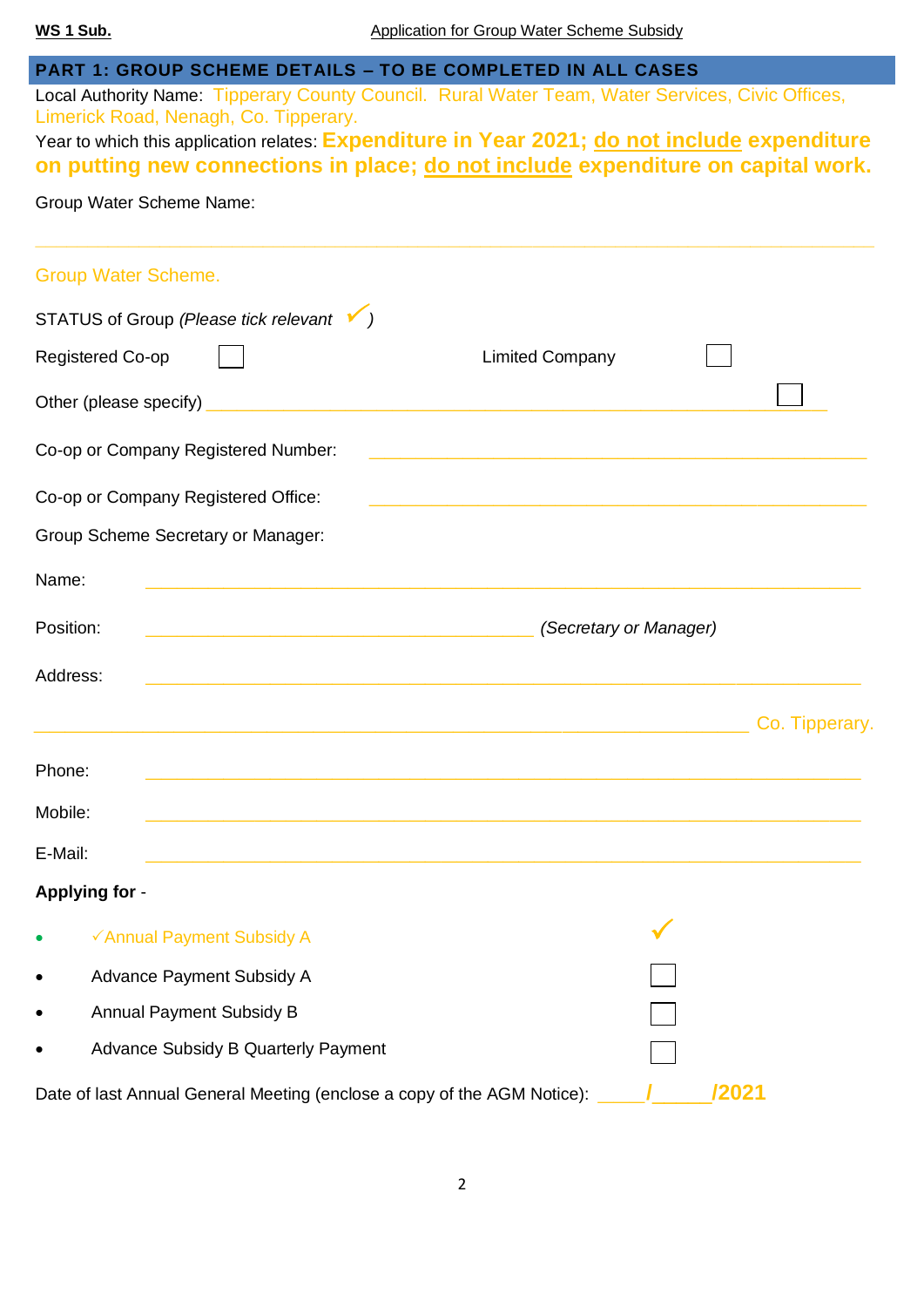**WS 1 Sub.** Application for Group Water Scheme Subsidy

## PART 1: GROUP SCHEME DETAILS – TO BE COMPLETED IN ALL CASES

Local Authority Name: Tipperary County Council. Rural Water Team, Water Services, Civic Offices, Limerick Road, Nenagh, Co. Tipperary.

Year to which this application relates: **Expenditure in Year 2021; do not include expenditure on putting new connections in place; do not include expenditure on capital work.**

Group Water Scheme Name:

______________________________________________

Group Water Scheme.

STATUS of Group *(Please tick relevant ✓)*

Registered Co-op ☐  Limited Company ☐

Other (please specify) ______________________________ ☐

Co-op or Company Registered Number: ______________________________

Co-op or Company Registered Office: ______________________________

Group Scheme Secretary or Manager:

Name: ______________________________

Position: ______________________________ *(Secretary or Manager)*

Address: ______________________________

______________________________ Co. Tipperary.

Phone: ______________________________

Mobile: ______________________________

E-Mail: ______________________________

**Applying for** -

- ✓Annual Payment Subsidy A ✓
- Advance Payment Subsidy A ☐
- Annual Payment Subsidy B ☐
- Advance Subsidy B Quarterly Payment ☐

Date of last Annual General Meeting (enclose a copy of the AGM Notice): ____/_____/2021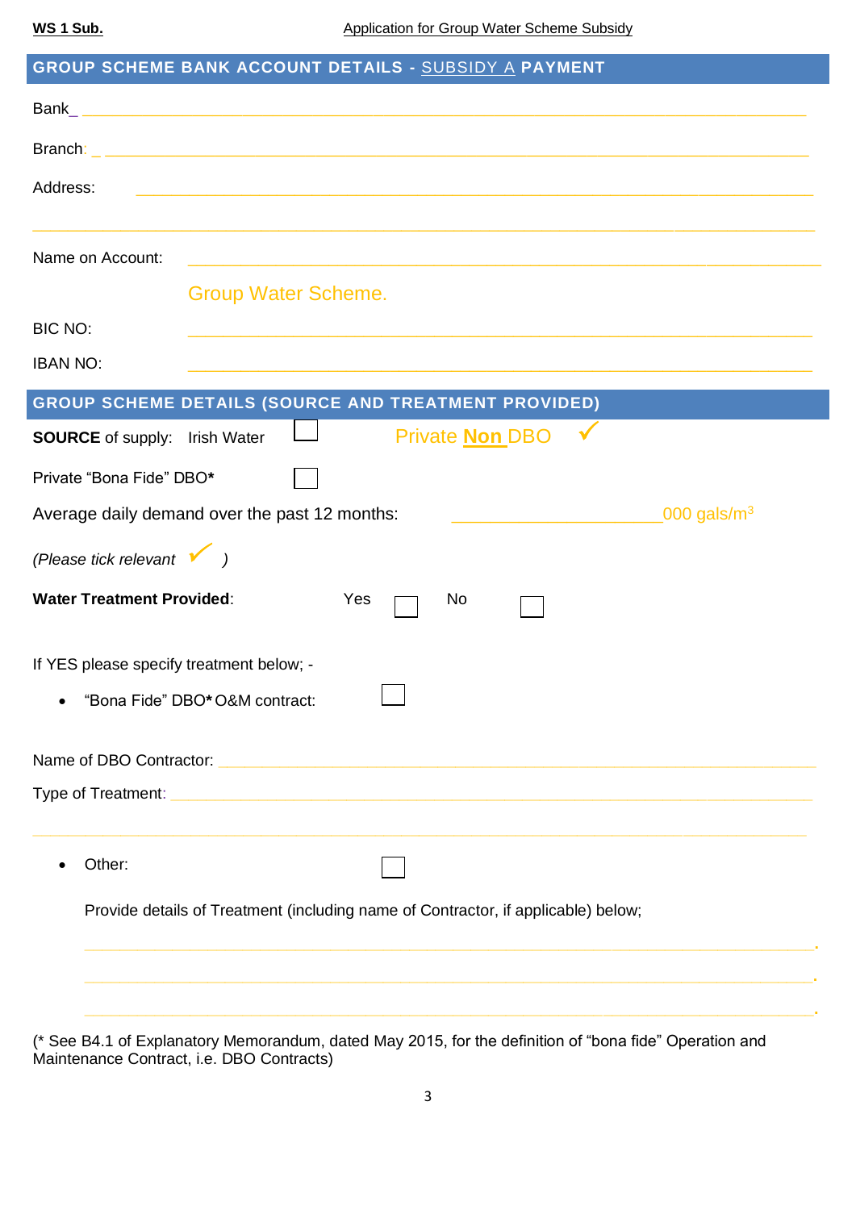**WS 1 Sub.** Application for Group Water Scheme Subsidy

## GROUP SCHEME BANK ACCOUNT DETAILS - SUBSIDY A PAYMENT

Bank_ ____________________________________________

Branch: _ ____________________________________________

Address: ____________________________________________

____________________________________________

Name on Account: ____________________________________________

Group Water Scheme.

BIC NO: ____________________________________________

IBAN NO: ____________________________________________

## GROUP SCHEME DETAILS (SOURCE AND TREATMENT PROVIDED)

**SOURCE** of supply: Irish Water ☐ Private **Non** DBO ✓

Private "Bona Fide" DBO**\*** ☐

Average daily demand over the past 12 months: ____________________000 gals/m$^3$

*(Please tick relevant* ✓ *)*

**Water Treatment Provided**: Yes ☐ No ☐

If YES please specify treatment below; -

- "Bona Fide" DBO**\*** O&M contract: ☐

Name of DBO Contractor: ____________________________________________

Type of Treatment: ____________________________________________

____________________________________________

- Other: ☐

  Provide details of Treatment (including name of Contractor, if applicable) below;

  ____________________________________________.

  ____________________________________________.

  ____________________________________________.

(* See B4.1 of Explanatory Memorandum, dated May 2015, for the definition of "bona fide" Operation and Maintenance Contract, i.e. DBO Contracts)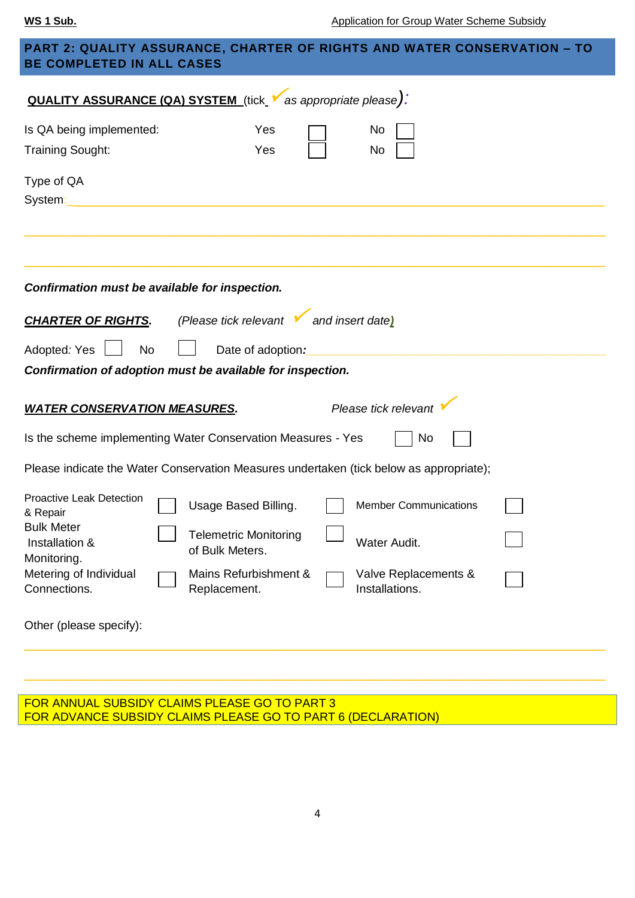## PART 2: QUALITY ASSURANCE, CHARTER OF RIGHTS AND WATER CONSERVATION – TO BE COMPLETED IN ALL CASES

**QUALITY ASSURANCE (QA) SYSTEM** (tick ✓ *as appropriate please*):

Is QA being implemented: Yes ☐ No ☐

Training Sought: Yes ☐ No ☐

Type of QA System: ______________________________________________

______________________________________________

______________________________________________

***Confirmation must be available for inspection.***

***CHARTER OF RIGHTS.*** *(Please tick relevant ✓ and insert date)*

Adopted*:* Yes ☐ No ☐ Date of adoption*:* ______________________

***Confirmation of adoption must be available for inspection.***

***WATER CONSERVATION MEASURES.*** *Please tick relevant ✓*

Is the scheme implementing Water Conservation Measures - Yes ☐ No ☐

Please indicate the Water Conservation Measures undertaken (tick below as appropriate);

| | | | | | |
|---|---|---|---|---|---|
| Proactive Leak Detection & Repair | ☐ | Usage Based Billing. | ☐ | Member Communications | ☐ |
| Bulk Meter Installation & Monitoring. | ☐ | Telemetric Monitoring of Bulk Meters. | ☐ | Water Audit. | ☐ |
| Metering of Individual Connections. | ☐ | Mains Refurbishment & Replacement. | ☐ | Valve Replacements & Installations. | ☐ |

Other (please specify):

______________________________________________

______________________________________________

FOR ANNUAL SUBSIDY CLAIMS PLEASE GO TO PART 3
FOR ADVANCE SUBSIDY CLAIMS PLEASE GO TO PART 6 (DECLARATION)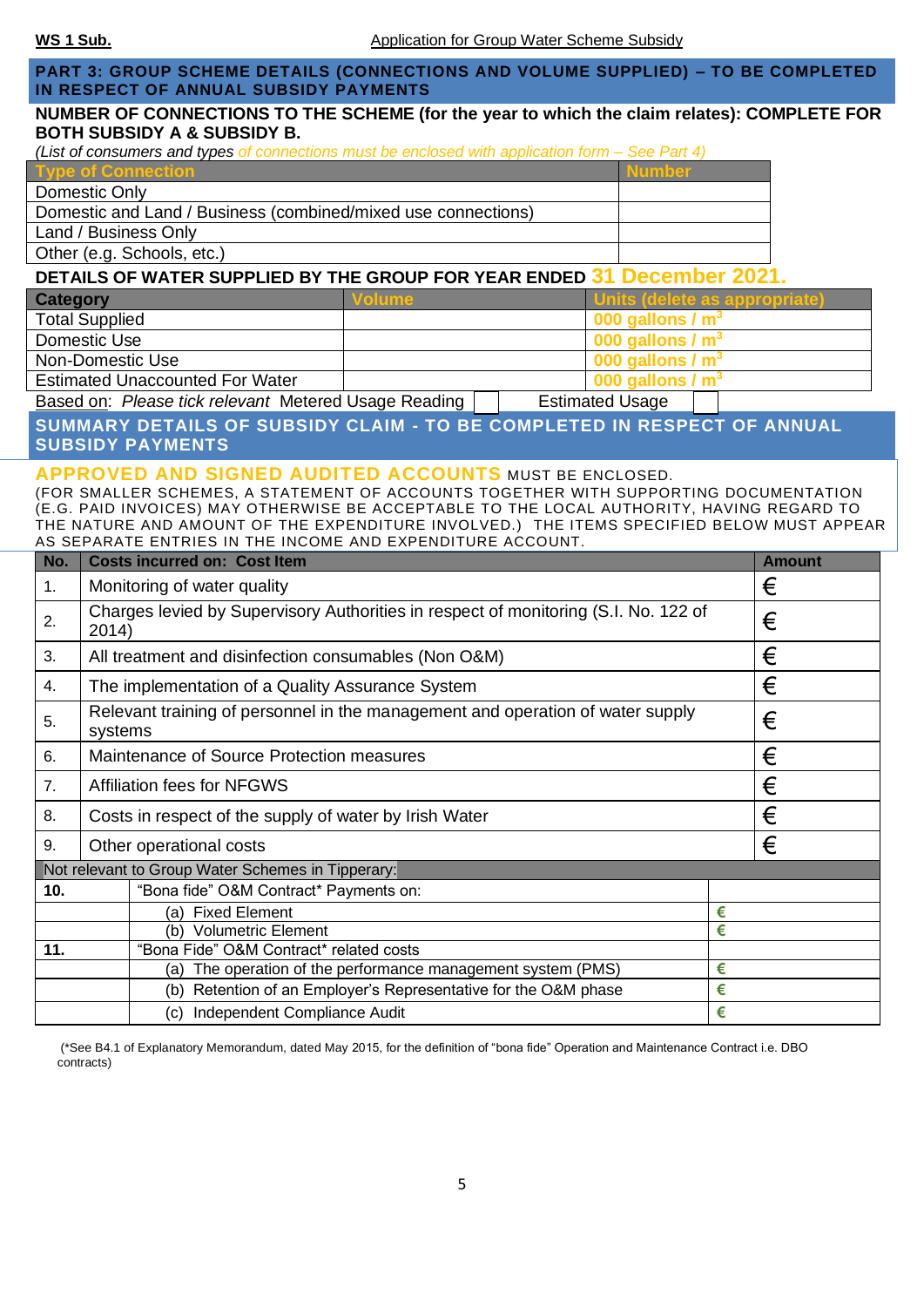**WS 1 Sub.** Application for Group Water Scheme Subsidy

## PART 3: GROUP SCHEME DETAILS (CONNECTIONS AND VOLUME SUPPLIED) – TO BE COMPLETED IN RESPECT OF ANNUAL SUBSIDY PAYMENTS

**NUMBER OF CONNECTIONS TO THE SCHEME (for the year to which the claim relates): COMPLETE FOR BOTH SUBSIDY A & SUBSIDY B.**

*(List of consumers and types of connections must be enclosed with application form – See Part 4)*

| Type of Connection | Number |
|---|---|
| Domestic Only | |
| Domestic and Land / Business (combined/mixed use connections) | |
| Land / Business Only | |
| Other (e.g. Schools, etc.) | |

**DETAILS OF WATER SUPPLIED BY THE GROUP FOR YEAR ENDED 31 December 2021.**

| Category | Volume | Units (delete as appropriate) |
|---|---|---|
| Total Supplied | | 000 gallons / $m^3$ |
| Domestic Use | | 000 gallons / $m^3$ |
| Non-Domestic Use | | 000 gallons / $m^3$ |
| Estimated Unaccounted For Water | | 000 gallons / $m^3$ |

Based on: *Please tick relevant* Metered Usage Reading ☐ Estimated Usage ☐

## SUMMARY DETAILS OF SUBSIDY CLAIM - TO BE COMPLETED IN RESPECT OF ANNUAL SUBSIDY PAYMENTS

**APPROVED AND SIGNED AUDITED ACCOUNTS** MUST BE ENCLOSED.
(FOR SMALLER SCHEMES, A STATEMENT OF ACCOUNTS TOGETHER WITH SUPPORTING DOCUMENTATION (E.G. PAID INVOICES) MAY OTHERWISE BE ACCEPTABLE TO THE LOCAL AUTHORITY, HAVING REGARD TO THE NATURE AND AMOUNT OF THE EXPENDITURE INVOLVED.) THE ITEMS SPECIFIED BELOW MUST APPEAR AS SEPARATE ENTRIES IN THE INCOME AND EXPENDITURE ACCOUNT.

| No. | Costs incurred on: Cost Item | Amount |
|---|---|---|
| 1. | Monitoring of water quality | € |
| 2. | Charges levied by Supervisory Authorities in respect of monitoring (S.I. No. 122 of 2014) | € |
| 3. | All treatment and disinfection consumables (Non O&M) | € |
| 4. | The implementation of a Quality Assurance System | € |
| 5. | Relevant training of personnel in the management and operation of water supply systems | € |
| 6. | Maintenance of Source Protection measures | € |
| 7. | Affiliation fees for NFGWS | € |
| 8. | Costs in respect of the supply of water by Irish Water | € |
| 9. | Other operational costs | € |
| Not relevant to Group Water Schemes in Tipperary: | | |
| **10.** | "Bona fide" O&M Contract* Payments on: | |
| | (a) Fixed Element | € |
| | (b) Volumetric Element | € |
| **11.** | "Bona Fide" O&M Contract* related costs | |
| | (a) The operation of the performance management system (PMS) | € |
| | (b) Retention of an Employer's Representative for the O&M phase | € |
| | (c) Independent Compliance Audit | € |

(*See B4.1 of Explanatory Memorandum, dated May 2015, for the definition of "bona fide" Operation and Maintenance Contract i.e. DBO contracts)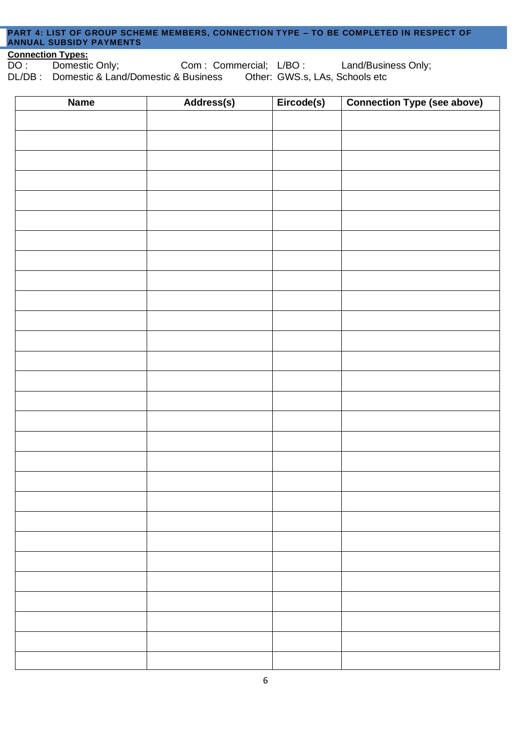## PART 4: LIST OF GROUP SCHEME MEMBERS, CONNECTION TYPE – TO BE COMPLETED IN RESPECT OF ANNUAL SUBSIDY PAYMENTS

**Connection Types:**

DO : Domestic Only; Com : Commercial; L/BO : Land/Business Only;
DL/DB : Domestic & Land/Domestic & Business Other: GWS.s, LAs, Schools etc

| Name | Address(s) | Eircode(s) | Connection Type (see above) |
|---|---|---|---|
| | | | |
| | | | |
| | | | |
| | | | |
| | | | |
| | | | |
| | | | |
| | | | |
| | | | |
| | | | |
| | | | |
| | | | |
| | | | |
| | | | |
| | | | |
| | | | |
| | | | |
| | | | |
| | | | |
| | | | |
| | | | |
| | | | |
| | | | |
| | | | |
| | | | |
| | | | |
| | | | |
| | | | |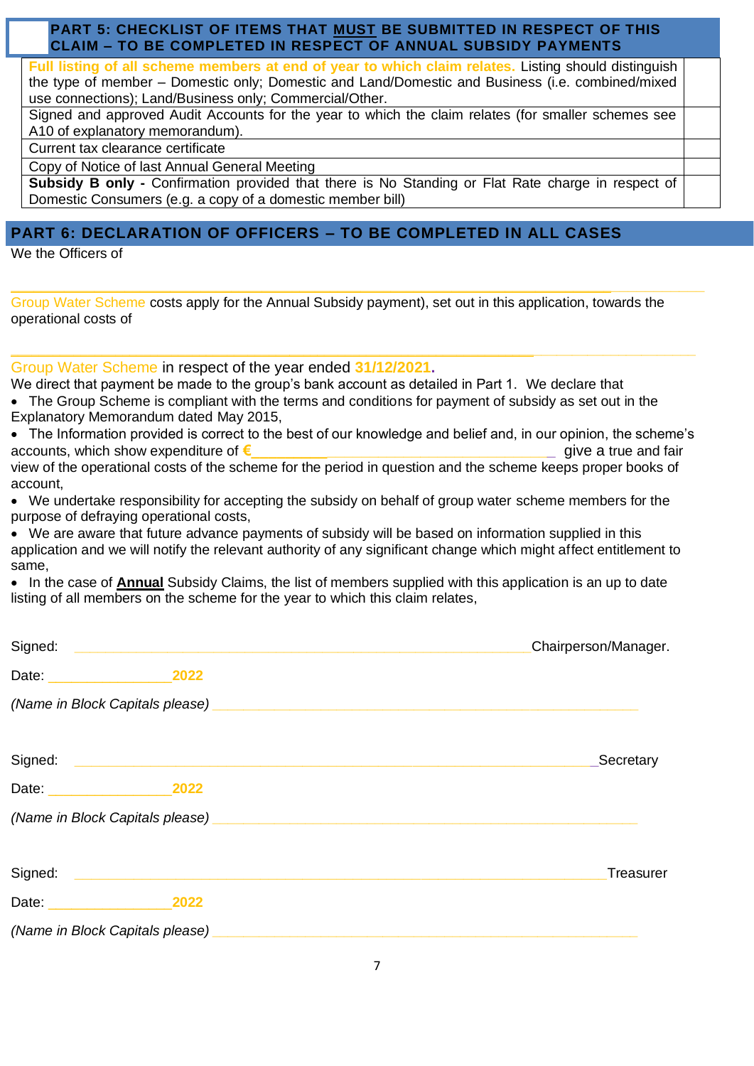## PART 5: CHECKLIST OF ITEMS THAT MUST BE SUBMITTED IN RESPECT OF THIS CLAIM – TO BE COMPLETED IN RESPECT OF ANNUAL SUBSIDY PAYMENTS

| | |
|---|---|
| Full listing of all scheme members at end of year to which claim relates. Listing should distinguish the type of member – Domestic only; Domestic and Land/Domestic and Business (i.e. combined/mixed use connections); Land/Business only; Commercial/Other. | |
| Signed and approved Audit Accounts for the year to which the claim relates (for smaller schemes see A10 of explanatory memorandum). | |
| Current tax clearance certificate | |
| Copy of Notice of last Annual General Meeting | |
| **Subsidy B only -** Confirmation provided that there is No Standing or Flat Rate charge in respect of Domestic Consumers (e.g. a copy of a domestic member bill) | |

## PART 6: DECLARATION OF OFFICERS – TO BE COMPLETED IN ALL CASES

We the Officers of

______________________________________________________________

Group Water Scheme costs apply for the Annual Subsidy payment), set out in this application, towards the operational costs of

______________________________________________________________

Group Water Scheme in respect of the year ended 31/12/2021.

We direct that payment be made to the group's bank account as detailed in Part 1. We declare that

- The Group Scheme is compliant with the terms and conditions for payment of subsidy as set out in the Explanatory Memorandum dated May 2015,
- The Information provided is correct to the best of our knowledge and belief and, in our opinion, the scheme's accounts, which show expenditure of €________________________________ give a true and fair view of the operational costs of the scheme for the period in question and the scheme keeps proper books of account,
- We undertake responsibility for accepting the subsidy on behalf of group water scheme members for the purpose of defraying operational costs,
- We are aware that future advance payments of subsidy will be based on information supplied in this application and we will notify the relevant authority of any significant change which might affect entitlement to same,
- In the case of **Annual** Subsidy Claims, the list of members supplied with this application is an up to date listing of all members on the scheme for the year to which this claim relates,

Signed: ______________________________________________ Chairperson/Manager.

Date: ______________ 2022

*(Name in Block Capitals please)* ______________________________________________

Signed: ______________________________________________ Secretary

Date: ______________ 2022

*(Name in Block Capitals please)* ______________________________________________

Signed: ______________________________________________ Treasurer

Date: ______________ 2022

*(Name in Block Capitals please)* ______________________________________________